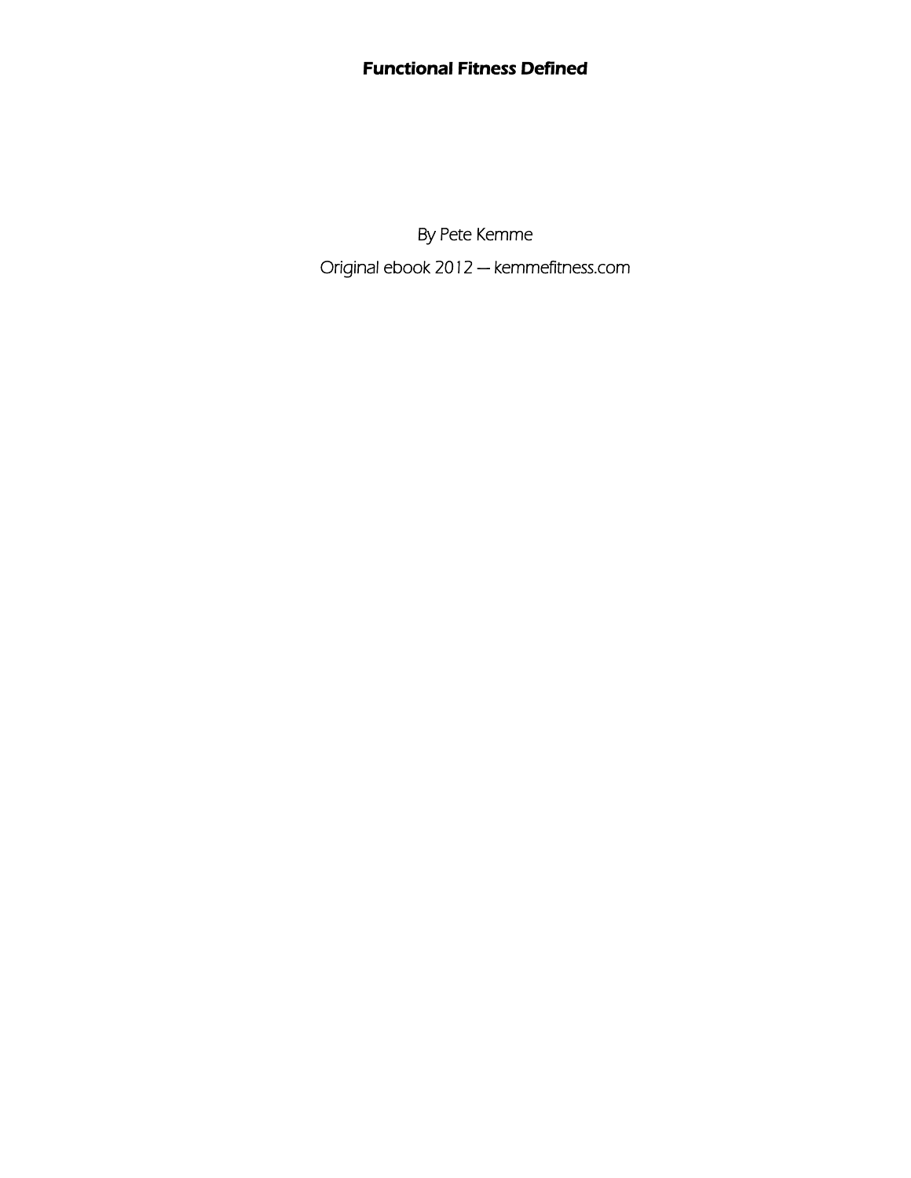# ***Functional Fitness Defined***

By Pete Kemme

Original ebook 2012 — kemmefitness.com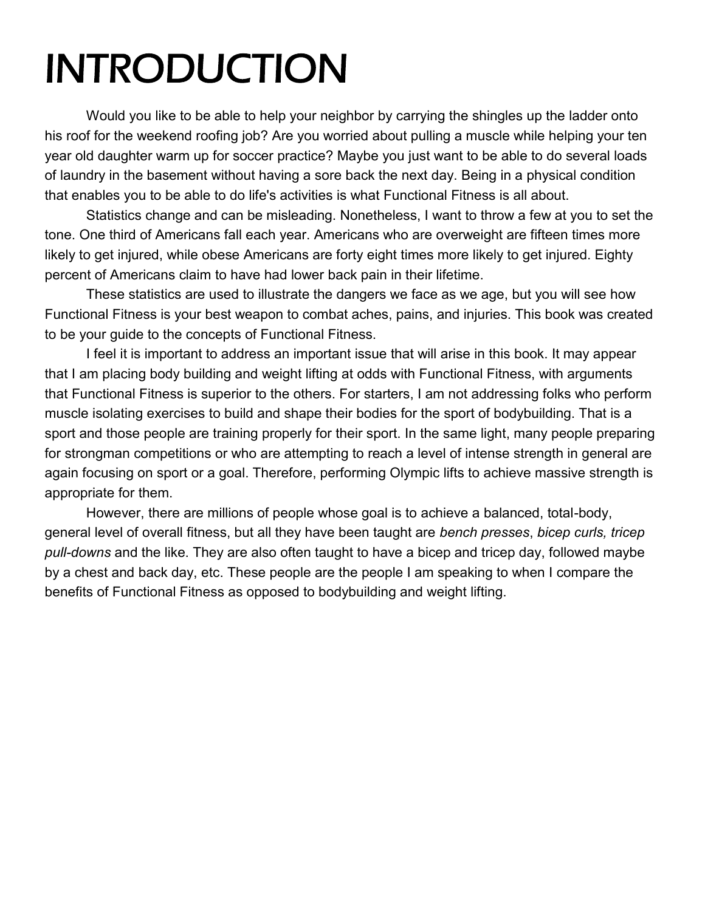# INTRODUCTION

Would you like to be able to help your neighbor by carrying the shingles up the ladder onto his roof for the weekend roofing job? Are you worried about pulling a muscle while helping your ten year old daughter warm up for soccer practice? Maybe you just want to be able to do several loads of laundry in the basement without having a sore back the next day. Being in a physical condition that enables you to be able to do life's activities is what Functional Fitness is all about.

Statistics change and can be misleading. Nonetheless, I want to throw a few at you to set the tone. One third of Americans fall each year. Americans who are overweight are fifteen times more likely to get injured, while obese Americans are forty eight times more likely to get injured. Eighty percent of Americans claim to have had lower back pain in their lifetime.

These statistics are used to illustrate the dangers we face as we age, but you will see how Functional Fitness is your best weapon to combat aches, pains, and injuries. This book was created to be your guide to the concepts of Functional Fitness.

I feel it is important to address an important issue that will arise in this book. It may appear that I am placing body building and weight lifting at odds with Functional Fitness, with arguments that Functional Fitness is superior to the others. For starters, I am not addressing folks who perform muscle isolating exercises to build and shape their bodies for the sport of bodybuilding. That is a sport and those people are training properly for their sport. In the same light, many people preparing for strongman competitions or who are attempting to reach a level of intense strength in general are again focusing on sport or a goal. Therefore, performing Olympic lifts to achieve massive strength is appropriate for them.

However, there are millions of people whose goal is to achieve a balanced, total-body, general level of overall fitness, but all they have been taught are *bench presses*, *bicep curls, tricep pull-downs* and the like. They are also often taught to have a bicep and tricep day, followed maybe by a chest and back day, etc. These people are the people I am speaking to when I compare the benefits of Functional Fitness as opposed to bodybuilding and weight lifting.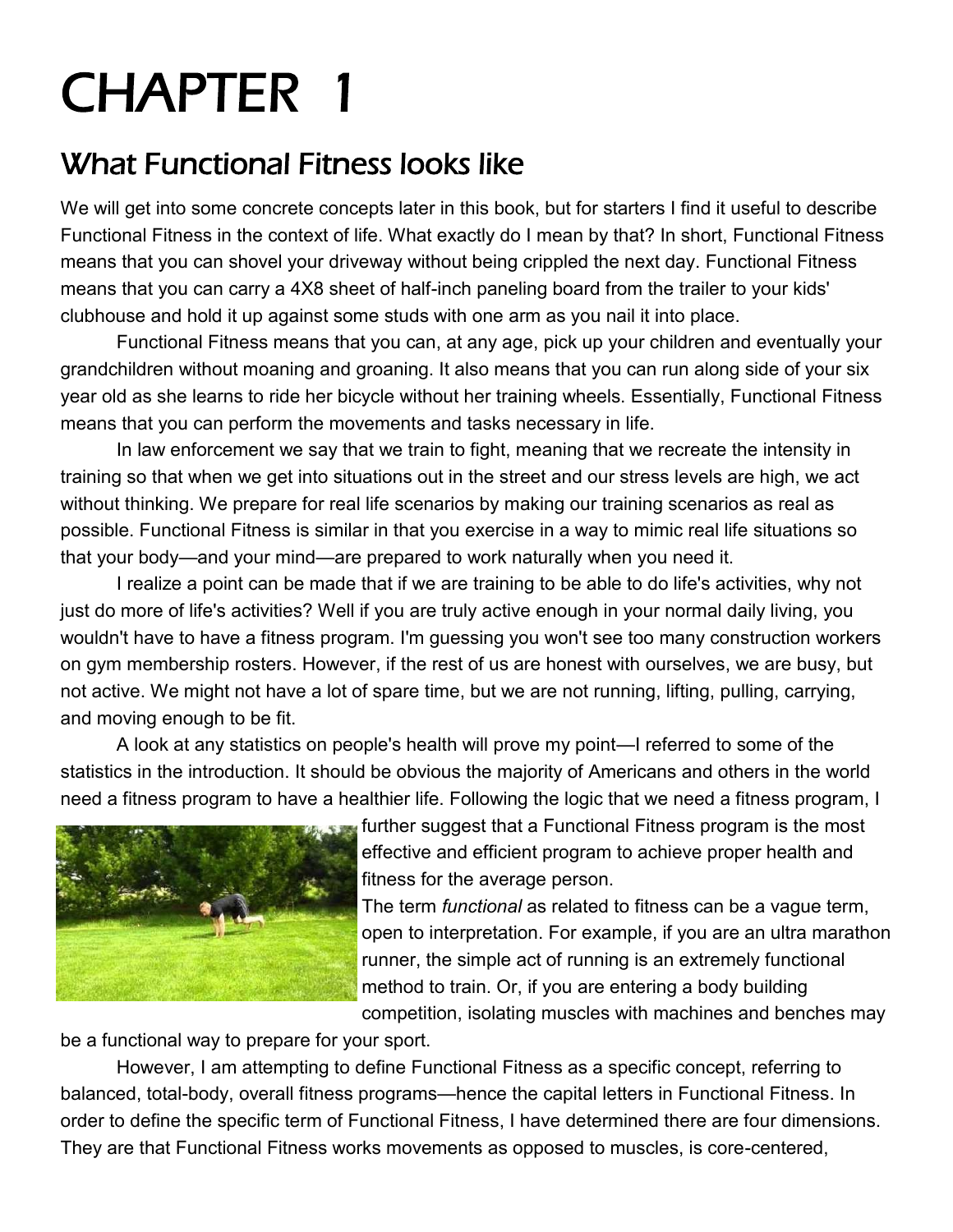# CHAPTER 1

## What Functional Fitness looks like

We will get into some concrete concepts later in this book, but for starters I find it useful to describe Functional Fitness in the context of life. What exactly do I mean by that? In short, Functional Fitness means that you can shovel your driveway without being crippled the next day. Functional Fitness means that you can carry a 4X8 sheet of half-inch paneling board from the trailer to your kids' clubhouse and hold it up against some studs with one arm as you nail it into place.

Functional Fitness means that you can, at any age, pick up your children and eventually your grandchildren without moaning and groaning. It also means that you can run along side of your six year old as she learns to ride her bicycle without her training wheels. Essentially, Functional Fitness means that you can perform the movements and tasks necessary in life.

In law enforcement we say that we train to fight, meaning that we recreate the intensity in training so that when we get into situations out in the street and our stress levels are high, we act without thinking. We prepare for real life scenarios by making our training scenarios as real as possible. Functional Fitness is similar in that you exercise in a way to mimic real life situations so that your body—and your mind—are prepared to work naturally when you need it.

I realize a point can be made that if we are training to be able to do life's activities, why not just do more of life's activities? Well if you are truly active enough in your normal daily living, you wouldn't have to have a fitness program. I'm guessing you won't see too many construction workers on gym membership rosters. However, if the rest of us are honest with ourselves, we are busy, but not active. We might not have a lot of spare time, but we are not running, lifting, pulling, carrying, and moving enough to be fit.

A look at any statistics on people's health will prove my point—I referred to some of the statistics in the introduction. It should be obvious the majority of Americans and others in the world need a fitness program to have a healthier life. Following the logic that we need a fitness program, I further suggest that a Functional Fitness program is the most effective and efficient program to achieve proper health and fitness for the average person.

The term *functional* as related to fitness can be a vague term, open to interpretation. For example, if you are an ultra marathon runner, the simple act of running is an extremely functional method to train. Or, if you are entering a body building competition, isolating muscles with machines and benches may be a functional way to prepare for your sport.

However, I am attempting to define Functional Fitness as a specific concept, referring to balanced, total-body, overall fitness programs—hence the capital letters in Functional Fitness. In order to define the specific term of Functional Fitness, I have determined there are four dimensions. They are that Functional Fitness works movements as opposed to muscles, is core-centered,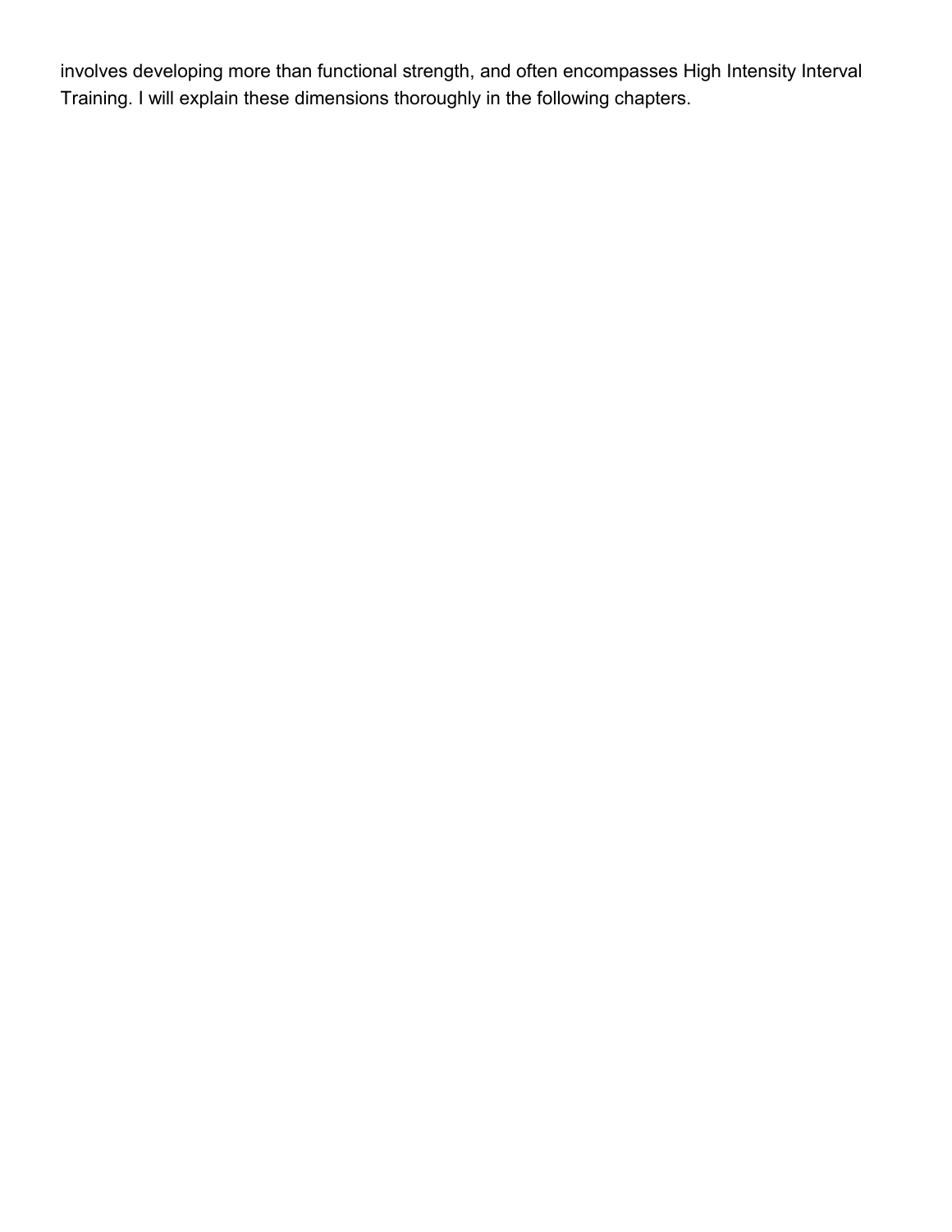involves developing more than functional strength, and often encompasses High Intensity Interval Training. I will explain these dimensions thoroughly in the following chapters.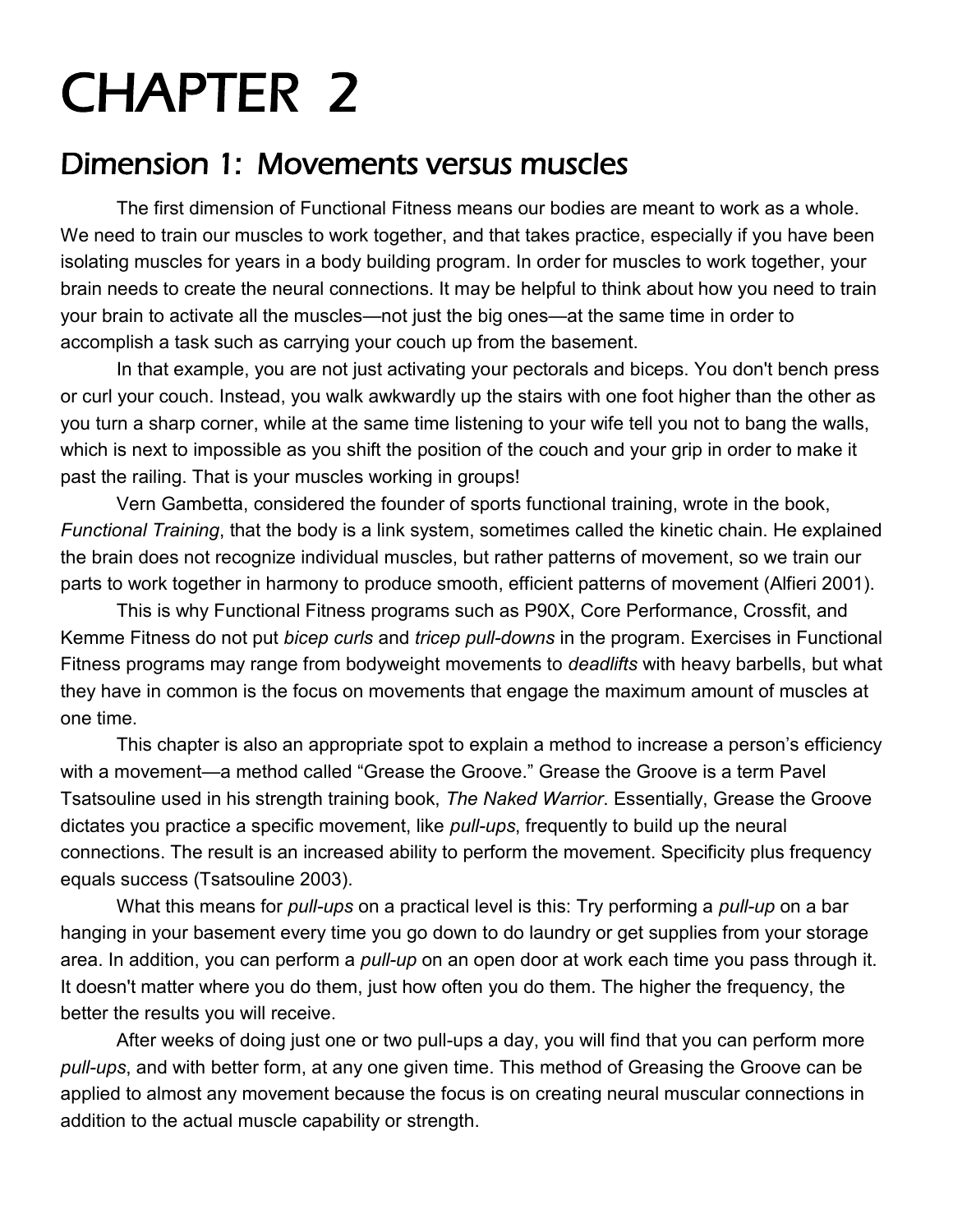# CHAPTER 2

## Dimension 1: Movements versus muscles

The first dimension of Functional Fitness means our bodies are meant to work as a whole. We need to train our muscles to work together, and that takes practice, especially if you have been isolating muscles for years in a body building program. In order for muscles to work together, your brain needs to create the neural connections. It may be helpful to think about how you need to train your brain to activate all the muscles—not just the big ones—at the same time in order to accomplish a task such as carrying your couch up from the basement.

In that example, you are not just activating your pectorals and biceps. You don't bench press or curl your couch. Instead, you walk awkwardly up the stairs with one foot higher than the other as you turn a sharp corner, while at the same time listening to your wife tell you not to bang the walls, which is next to impossible as you shift the position of the couch and your grip in order to make it past the railing. That is your muscles working in groups!

Vern Gambetta, considered the founder of sports functional training, wrote in the book, *Functional Training*, that the body is a link system, sometimes called the kinetic chain. He explained the brain does not recognize individual muscles, but rather patterns of movement, so we train our parts to work together in harmony to produce smooth, efficient patterns of movement (Alfieri 2001).

This is why Functional Fitness programs such as P90X, Core Performance, Crossfit, and Kemme Fitness do not put *bicep curls* and *tricep pull-downs* in the program. Exercises in Functional Fitness programs may range from bodyweight movements to *deadlifts* with heavy barbells, but what they have in common is the focus on movements that engage the maximum amount of muscles at one time.

This chapter is also an appropriate spot to explain a method to increase a person's efficiency with a movement—a method called "Grease the Groove." Grease the Groove is a term Pavel Tsatsouline used in his strength training book, *The Naked Warrior*. Essentially, Grease the Groove dictates you practice a specific movement, like *pull-ups*, frequently to build up the neural connections. The result is an increased ability to perform the movement. Specificity plus frequency equals success (Tsatsouline 2003).

What this means for *pull-ups* on a practical level is this: Try performing a *pull-up* on a bar hanging in your basement every time you go down to do laundry or get supplies from your storage area. In addition, you can perform a *pull-up* on an open door at work each time you pass through it. It doesn't matter where you do them, just how often you do them. The higher the frequency, the better the results you will receive.

After weeks of doing just one or two pull-ups a day, you will find that you can perform more *pull-ups*, and with better form, at any one given time. This method of Greasing the Groove can be applied to almost any movement because the focus is on creating neural muscular connections in addition to the actual muscle capability or strength.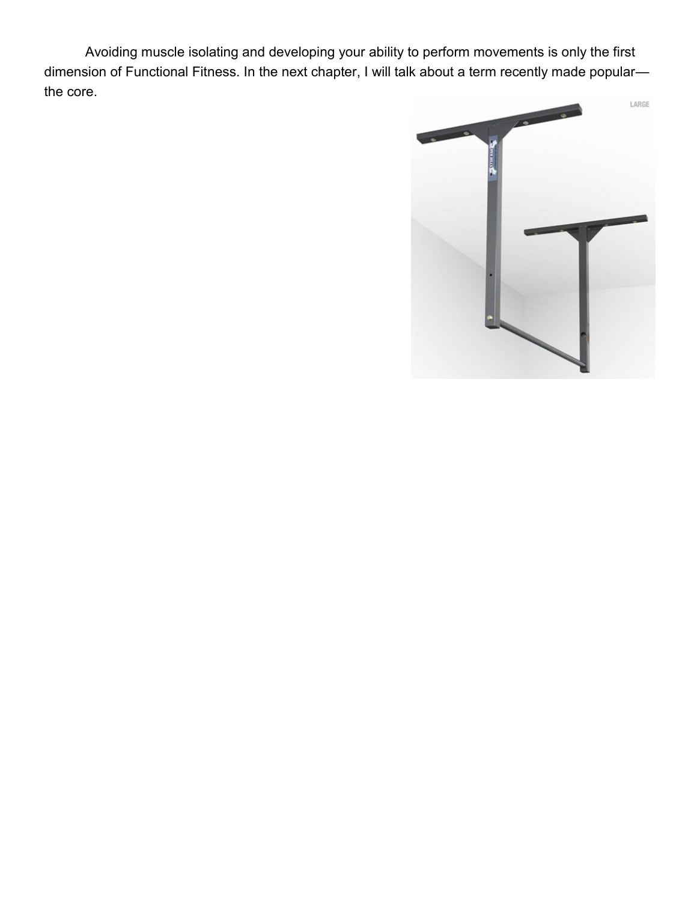Avoiding muscle isolating and developing your ability to perform movements is only the first dimension of Functional Fitness. In the next chapter, I will talk about a term recently made popular—the core.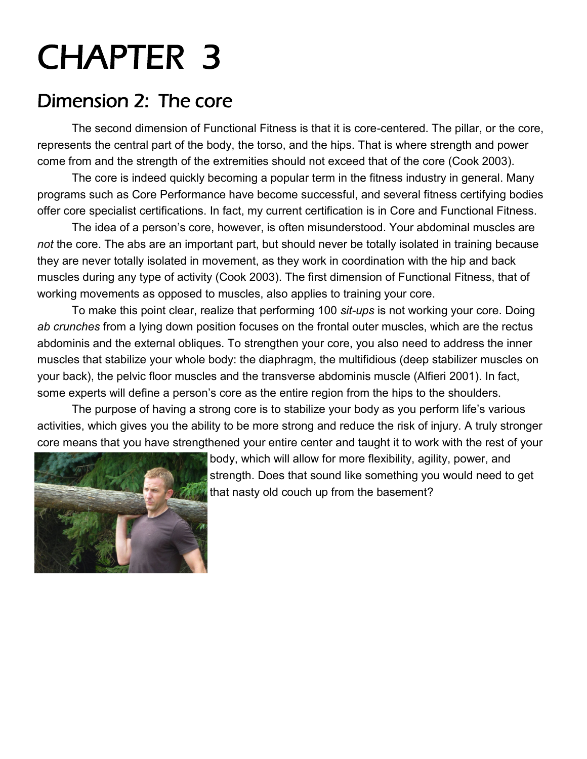# CHAPTER 3

## Dimension 2: The core

The second dimension of Functional Fitness is that it is core-centered. The pillar, or the core, represents the central part of the body, the torso, and the hips. That is where strength and power come from and the strength of the extremities should not exceed that of the core (Cook 2003).

The core is indeed quickly becoming a popular term in the fitness industry in general. Many programs such as Core Performance have become successful, and several fitness certifying bodies offer core specialist certifications. In fact, my current certification is in Core and Functional Fitness.

The idea of a person's core, however, is often misunderstood. Your abdominal muscles are *not* the core. The abs are an important part, but should never be totally isolated in training because they are never totally isolated in movement, as they work in coordination with the hip and back muscles during any type of activity (Cook 2003). The first dimension of Functional Fitness, that of working movements as opposed to muscles, also applies to training your core.

To make this point clear, realize that performing 100 *sit-ups* is not working your core. Doing *ab crunches* from a lying down position focuses on the frontal outer muscles, which are the rectus abdominis and the external obliques. To strengthen your core, you also need to address the inner muscles that stabilize your whole body: the diaphragm, the multifidious (deep stabilizer muscles on your back), the pelvic floor muscles and the transverse abdominis muscle (Alfieri 2001). In fact, some experts will define a person's core as the entire region from the hips to the shoulders.

The purpose of having a strong core is to stabilize your body as you perform life's various activities, which gives you the ability to be more strong and reduce the risk of injury. A truly stronger core means that you have strengthened your entire center and taught it to work with the rest of your body, which will allow for more flexibility, agility, power, and strength. Does that sound like something you would need to get that nasty old couch up from the basement?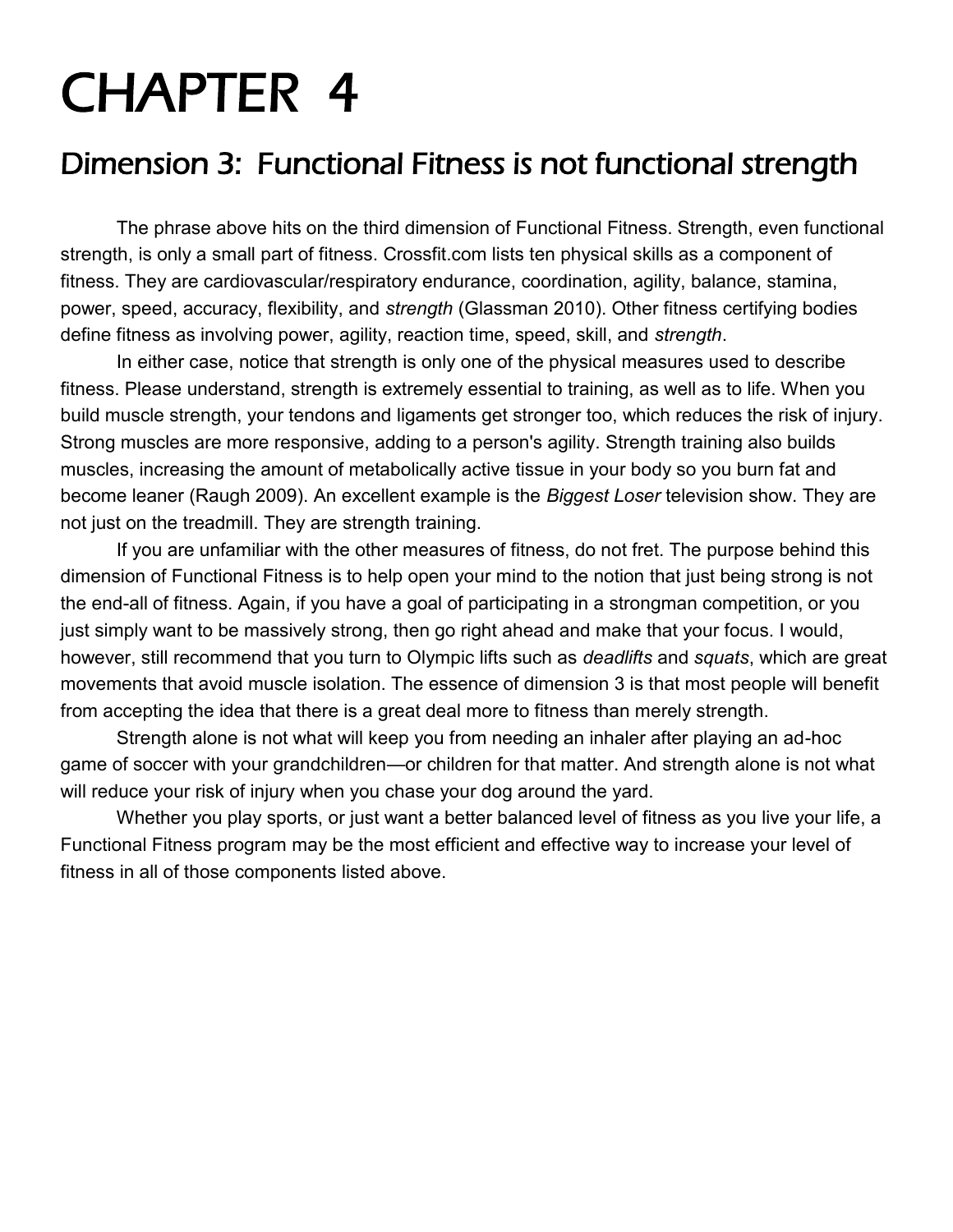# CHAPTER 4

## Dimension 3: Functional Fitness is not functional strength

The phrase above hits on the third dimension of Functional Fitness. Strength, even functional strength, is only a small part of fitness. Crossfit.com lists ten physical skills as a component of fitness. They are cardiovascular/respiratory endurance, coordination, agility, balance, stamina, power, speed, accuracy, flexibility, and *strength* (Glassman 2010). Other fitness certifying bodies define fitness as involving power, agility, reaction time, speed, skill, and *strength*.

In either case, notice that strength is only one of the physical measures used to describe fitness. Please understand, strength is extremely essential to training, as well as to life. When you build muscle strength, your tendons and ligaments get stronger too, which reduces the risk of injury. Strong muscles are more responsive, adding to a person's agility. Strength training also builds muscles, increasing the amount of metabolically active tissue in your body so you burn fat and become leaner (Raugh 2009). An excellent example is the *Biggest Loser* television show. They are not just on the treadmill. They are strength training.

If you are unfamiliar with the other measures of fitness, do not fret. The purpose behind this dimension of Functional Fitness is to help open your mind to the notion that just being strong is not the end-all of fitness. Again, if you have a goal of participating in a strongman competition, or you just simply want to be massively strong, then go right ahead and make that your focus. I would, however, still recommend that you turn to Olympic lifts such as *deadlifts* and *squats*, which are great movements that avoid muscle isolation. The essence of dimension 3 is that most people will benefit from accepting the idea that there is a great deal more to fitness than merely strength.

Strength alone is not what will keep you from needing an inhaler after playing an ad-hoc game of soccer with your grandchildren—or children for that matter. And strength alone is not what will reduce your risk of injury when you chase your dog around the yard.

Whether you play sports, or just want a better balanced level of fitness as you live your life, a Functional Fitness program may be the most efficient and effective way to increase your level of fitness in all of those components listed above.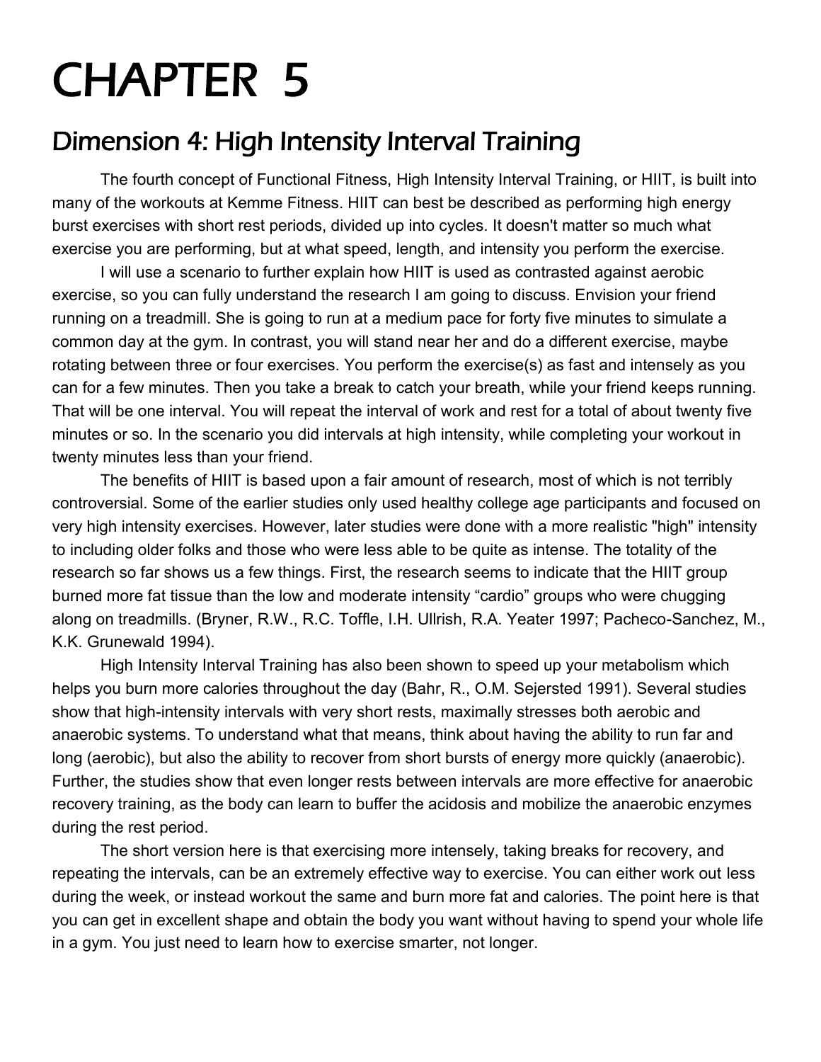# CHAPTER 5

## Dimension 4: High Intensity Interval Training

The fourth concept of Functional Fitness, High Intensity Interval Training, or HIIT, is built into many of the workouts at Kemme Fitness. HIIT can best be described as performing high energy burst exercises with short rest periods, divided up into cycles. It doesn't matter so much what exercise you are performing, but at what speed, length, and intensity you perform the exercise.

I will use a scenario to further explain how HIIT is used as contrasted against aerobic exercise, so you can fully understand the research I am going to discuss. Envision your friend running on a treadmill. She is going to run at a medium pace for forty five minutes to simulate a common day at the gym. In contrast, you will stand near her and do a different exercise, maybe rotating between three or four exercises. You perform the exercise(s) as fast and intensely as you can for a few minutes. Then you take a break to catch your breath, while your friend keeps running. That will be one interval. You will repeat the interval of work and rest for a total of about twenty five minutes or so. In the scenario you did intervals at high intensity, while completing your workout in twenty minutes less than your friend.

The benefits of HIIT is based upon a fair amount of research, most of which is not terribly controversial. Some of the earlier studies only used healthy college age participants and focused on very high intensity exercises. However, later studies were done with a more realistic "high" intensity to including older folks and those who were less able to be quite as intense. The totality of the research so far shows us a few things. First, the research seems to indicate that the HIIT group burned more fat tissue than the low and moderate intensity “cardio” groups who were chugging along on treadmills. (Bryner, R.W., R.C. Toffle, I.H. Ullrish, R.A. Yeater 1997; Pacheco-Sanchez, M., K.K. Grunewald 1994).

High Intensity Interval Training has also been shown to speed up your metabolism which helps you burn more calories throughout the day (Bahr, R., O.M. Sejersted 1991). Several studies show that high-intensity intervals with very short rests, maximally stresses both aerobic and anaerobic systems. To understand what that means, think about having the ability to run far and long (aerobic), but also the ability to recover from short bursts of energy more quickly (anaerobic). Further, the studies show that even longer rests between intervals are more effective for anaerobic recovery training, as the body can learn to buffer the acidosis and mobilize the anaerobic enzymes during the rest period.

The short version here is that exercising more intensely, taking breaks for recovery, and repeating the intervals, can be an extremely effective way to exercise. You can either work out less during the week, or instead workout the same and burn more fat and calories. The point here is that you can get in excellent shape and obtain the body you want without having to spend your whole life in a gym. You just need to learn how to exercise smarter, not longer.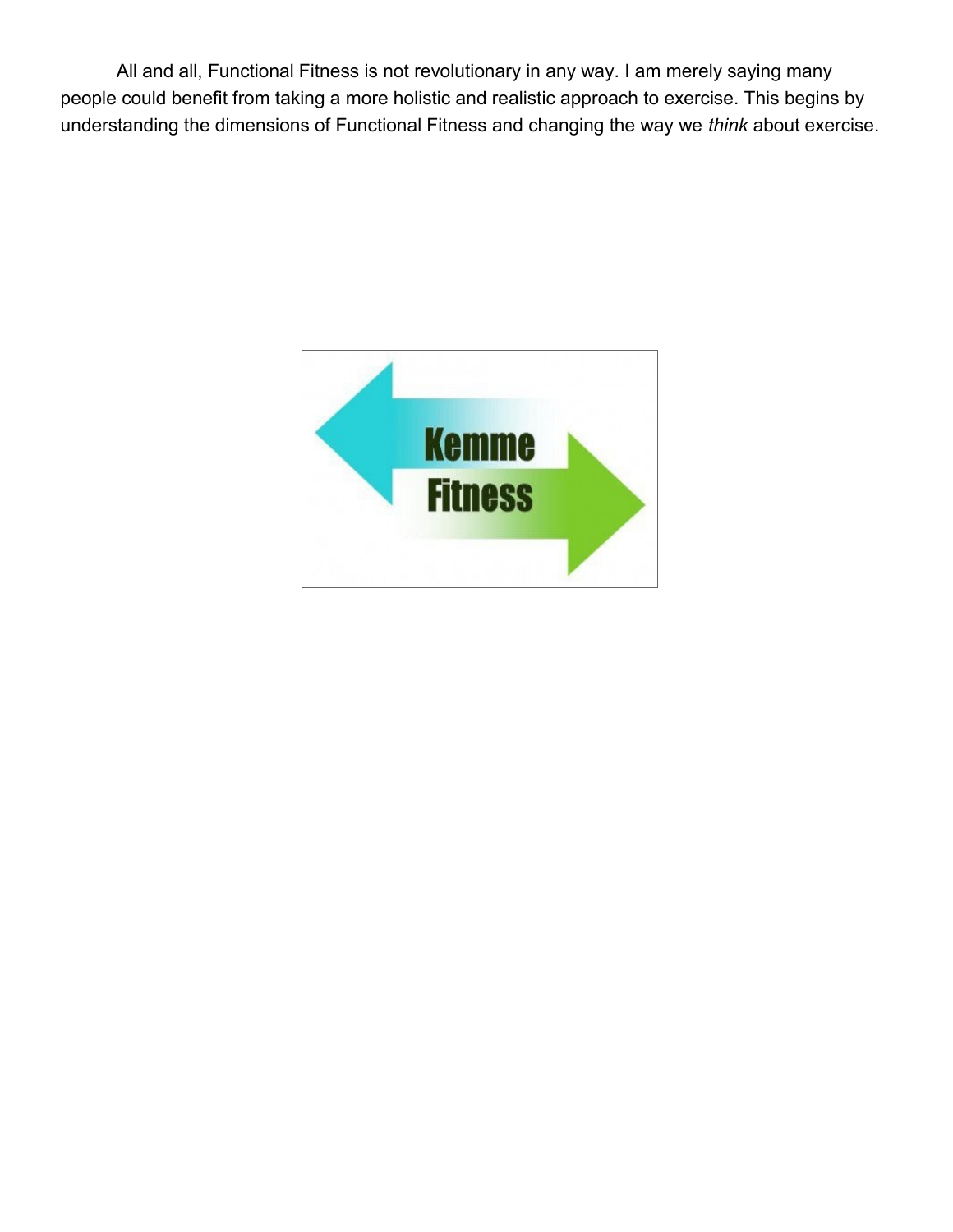All and all, Functional Fitness is not revolutionary in any way. I am merely saying many people could benefit from taking a more holistic and realistic approach to exercise. This begins by understanding the dimensions of Functional Fitness and changing the way we *think* about exercise.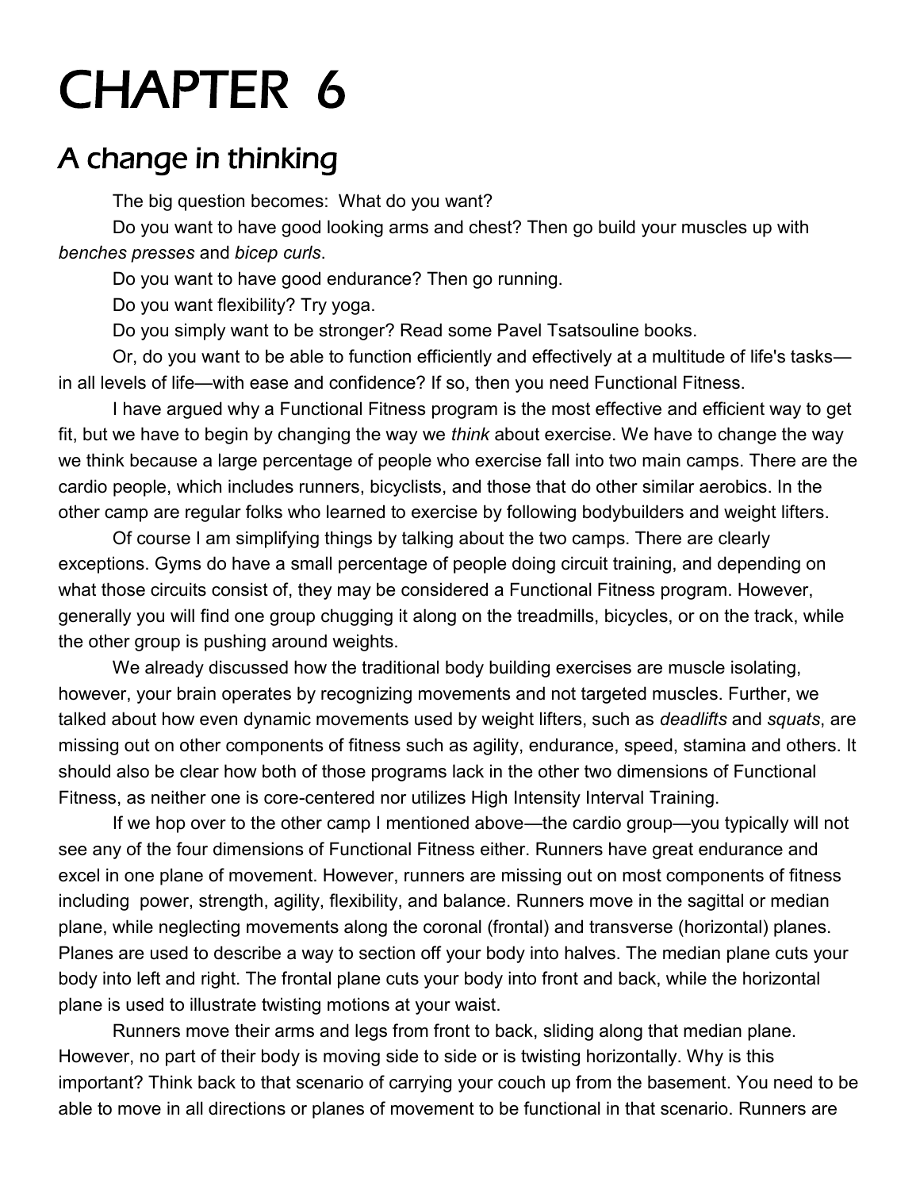# CHAPTER 6

## A change in thinking

The big question becomes: What do you want?

Do you want to have good looking arms and chest? Then go build your muscles up with *benches presses* and *bicep curls*.

Do you want to have good endurance? Then go running.

Do you want flexibility? Try yoga.

Do you simply want to be stronger? Read some Pavel Tsatsouline books.

Or, do you want to be able to function efficiently and effectively at a multitude of life's tasks—in all levels of life—with ease and confidence? If so, then you need Functional Fitness.

I have argued why a Functional Fitness program is the most effective and efficient way to get fit, but we have to begin by changing the way we *think* about exercise. We have to change the way we think because a large percentage of people who exercise fall into two main camps. There are the cardio people, which includes runners, bicyclists, and those that do other similar aerobics. In the other camp are regular folks who learned to exercise by following bodybuilders and weight lifters.

Of course I am simplifying things by talking about the two camps. There are clearly exceptions. Gyms do have a small percentage of people doing circuit training, and depending on what those circuits consist of, they may be considered a Functional Fitness program. However, generally you will find one group chugging it along on the treadmills, bicycles, or on the track, while the other group is pushing around weights.

We already discussed how the traditional body building exercises are muscle isolating, however, your brain operates by recognizing movements and not targeted muscles. Further, we talked about how even dynamic movements used by weight lifters, such as *deadlifts* and *squats*, are missing out on other components of fitness such as agility, endurance, speed, stamina and others. It should also be clear how both of those programs lack in the other two dimensions of Functional Fitness, as neither one is core-centered nor utilizes High Intensity Interval Training.

If we hop over to the other camp I mentioned above—the cardio group—you typically will not see any of the four dimensions of Functional Fitness either. Runners have great endurance and excel in one plane of movement. However, runners are missing out on most components of fitness including power, strength, agility, flexibility, and balance. Runners move in the sagittal or median plane, while neglecting movements along the coronal (frontal) and transverse (horizontal) planes. Planes are used to describe a way to section off your body into halves. The median plane cuts your body into left and right. The frontal plane cuts your body into front and back, while the horizontal plane is used to illustrate twisting motions at your waist.

Runners move their arms and legs from front to back, sliding along that median plane. However, no part of their body is moving side to side or is twisting horizontally. Why is this important? Think back to that scenario of carrying your couch up from the basement. You need to be able to move in all directions or planes of movement to be functional in that scenario. Runners are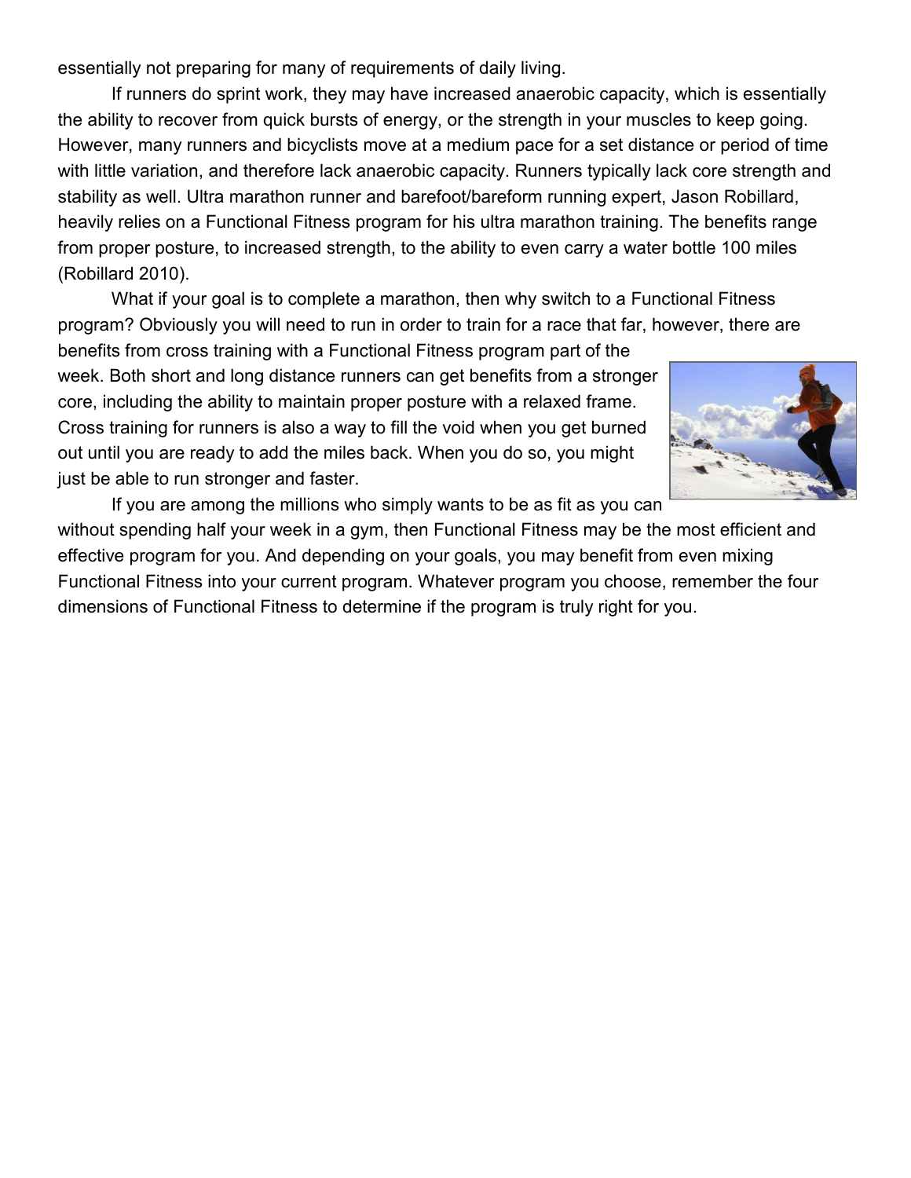essentially not preparing for many of requirements of daily living.

If runners do sprint work, they may have increased anaerobic capacity, which is essentially the ability to recover from quick bursts of energy, or the strength in your muscles to keep going. However, many runners and bicyclists move at a medium pace for a set distance or period of time with little variation, and therefore lack anaerobic capacity. Runners typically lack core strength and stability as well. Ultra marathon runner and barefoot/bareform running expert, Jason Robillard, heavily relies on a Functional Fitness program for his ultra marathon training. The benefits range from proper posture, to increased strength, to the ability to even carry a water bottle 100 miles (Robillard 2010).

What if your goal is to complete a marathon, then why switch to a Functional Fitness program? Obviously you will need to run in order to train for a race that far, however, there are benefits from cross training with a Functional Fitness program part of the week. Both short and long distance runners can get benefits from a stronger core, including the ability to maintain proper posture with a relaxed frame. Cross training for runners is also a way to fill the void when you get burned out until you are ready to add the miles back. When you do so, you might just be able to run stronger and faster.

If you are among the millions who simply wants to be as fit as you can without spending half your week in a gym, then Functional Fitness may be the most efficient and effective program for you. And depending on your goals, you may benefit from even mixing Functional Fitness into your current program. Whatever program you choose, remember the four dimensions of Functional Fitness to determine if the program is truly right for you.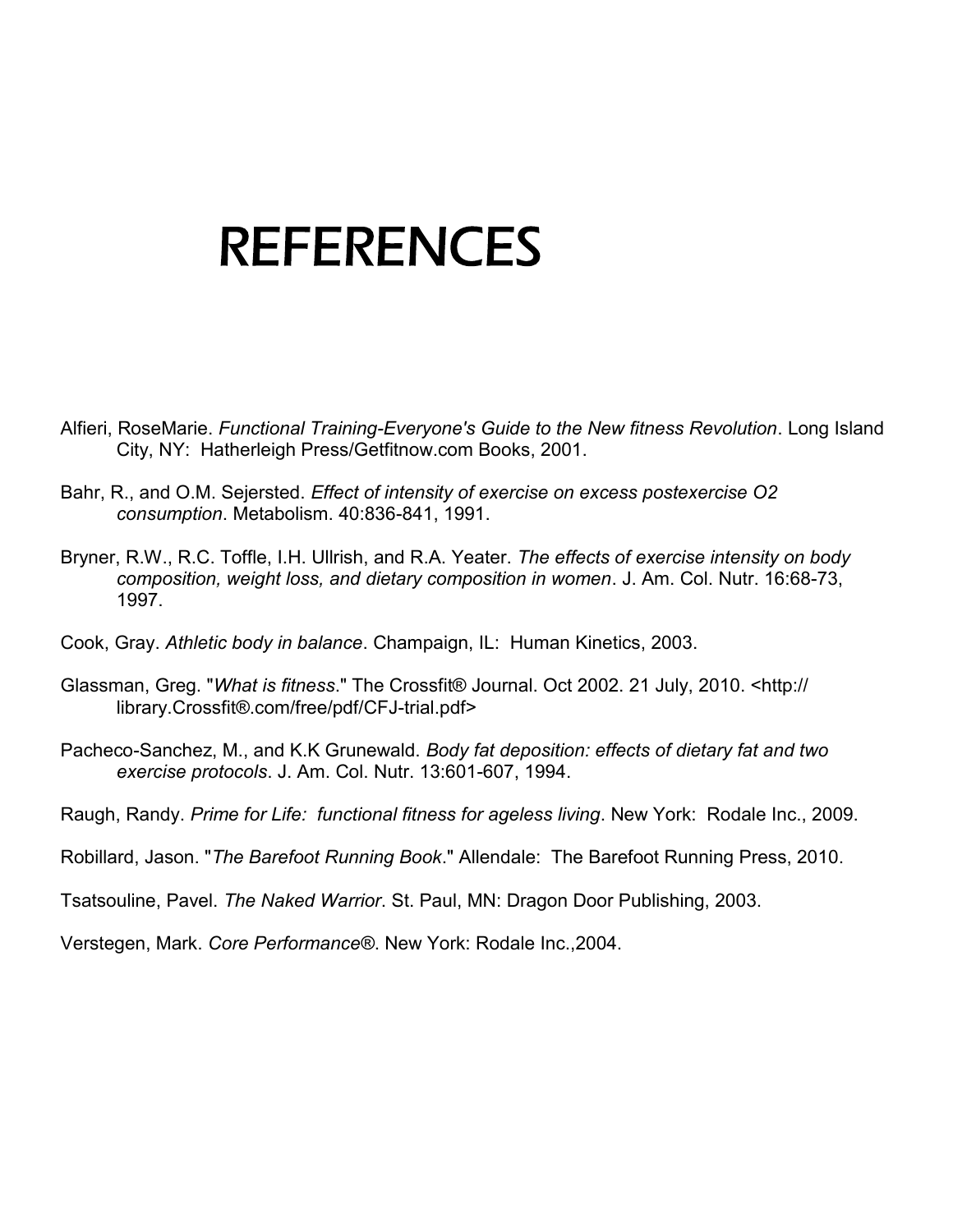# REFERENCES

Alfieri, RoseMarie. *Functional Training-Everyone's Guide to the New fitness Revolution*. Long Island City, NY: Hatherleigh Press/Getfitnow.com Books, 2001.

Bahr, R., and O.M. Sejersted. *Effect of intensity of exercise on excess postexercise O2 consumption*. Metabolism. 40:836-841, 1991.

Bryner, R.W., R.C. Toffle, I.H. Ullrish, and R.A. Yeater. *The effects of exercise intensity on body composition, weight loss, and dietary composition in women*. J. Am. Col. Nutr. 16:68-73, 1997.

Cook, Gray. *Athletic body in balance*. Champaign, IL: Human Kinetics, 2003.

Glassman, Greg. "*What is fitness*." The Crossfit® Journal. Oct 2002. 21 July, 2010. <http://library.Crossfit®.com/free/pdf/CFJ-trial.pdf>

Pacheco-Sanchez, M., and K.K Grunewald. *Body fat deposition: effects of dietary fat and two exercise protocols*. J. Am. Col. Nutr. 13:601-607, 1994.

Raugh, Randy. *Prime for Life: functional fitness for ageless living*. New York: Rodale Inc., 2009.

Robillard, Jason. "*The Barefoot Running Book*." Allendale: The Barefoot Running Press, 2010.

Tsatsouline, Pavel. *The Naked Warrior*. St. Paul, MN: Dragon Door Publishing, 2003.

Verstegen, Mark. *Core Performance®*. New York: Rodale Inc.,2004.